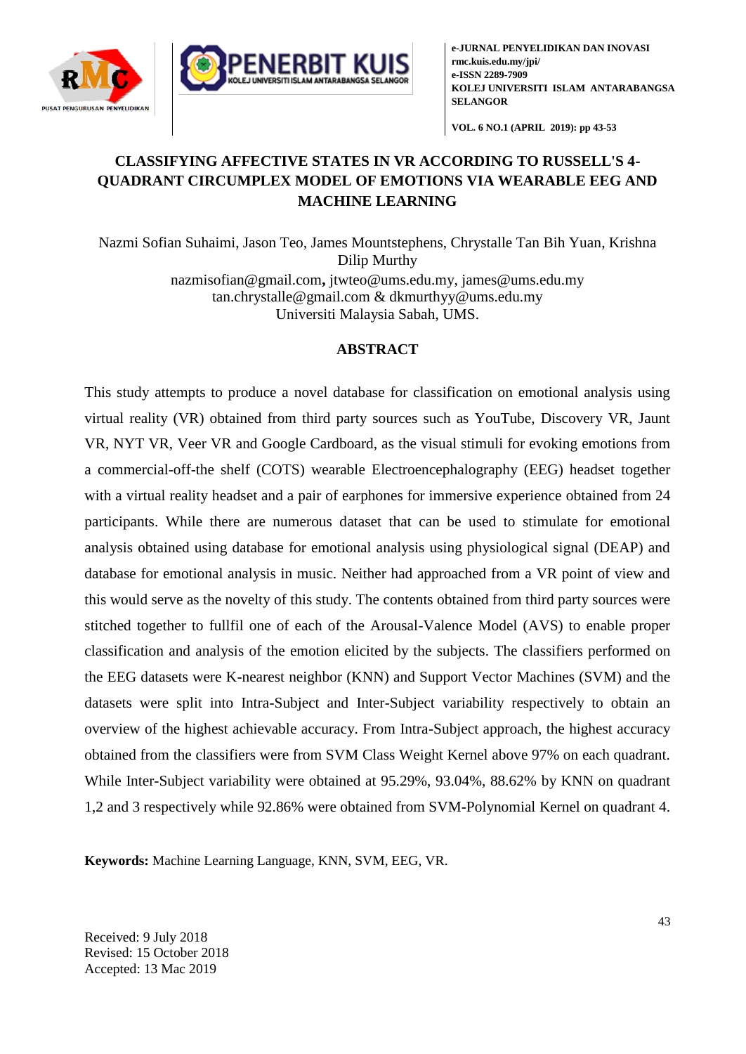# CLASSIFYING AFFECTIVE STATES IN VR ACCORDING TO RUSSELL'S 4-QUADRANT CIRCUMPLEX MODEL OF EMOTIONS VIA WEARABLE EEG AND MACHINE LEARNING

Nazmi Sofian Suhaimi, Jason Teo, James Mountstephens, Chrystalle Tan Bih Yuan, Krishna Dilip Murthy

nazmisofian@gmail.com, jtwteo@ums.edu.my, james@ums.edu.my
tan.chrystalle@gmail.com & dkmurthyy@ums.edu.my
Universiti Malaysia Sabah, UMS.

## ABSTRACT

This study attempts to produce a novel database for classification on emotional analysis using virtual reality (VR) obtained from third party sources such as YouTube, Discovery VR, Jaunt VR, NYT VR, Veer VR and Google Cardboard, as the visual stimuli for evoking emotions from a commercial-off-the shelf (COTS) wearable Electroencephalography (EEG) headset together with a virtual reality headset and a pair of earphones for immersive experience obtained from 24 participants. While there are numerous dataset that can be used to stimulate for emotional analysis obtained using database for emotional analysis using physiological signal (DEAP) and database for emotional analysis in music. Neither had approached from a VR point of view and this would serve as the novelty of this study. The contents obtained from third party sources were stitched together to fullfil one of each of the Arousal-Valence Model (AVS) to enable proper classification and analysis of the emotion elicited by the subjects. The classifiers performed on the EEG datasets were K-nearest neighbor (KNN) and Support Vector Machines (SVM) and the datasets were split into Intra-Subject and Inter-Subject variability respectively to obtain an overview of the highest achievable accuracy. From Intra-Subject approach, the highest accuracy obtained from the classifiers were from SVM Class Weight Kernel above 97% on each quadrant. While Inter-Subject variability were obtained at 95.29%, 93.04%, 88.62% by KNN on quadrant 1,2 and 3 respectively while 92.86% were obtained from SVM-Polynomial Kernel on quadrant 4.

**Keywords:** Machine Learning Language, KNN, SVM, EEG, VR.

Received: 9 July 2018
Revised: 15 October 2018
Accepted: 13 Mac 2019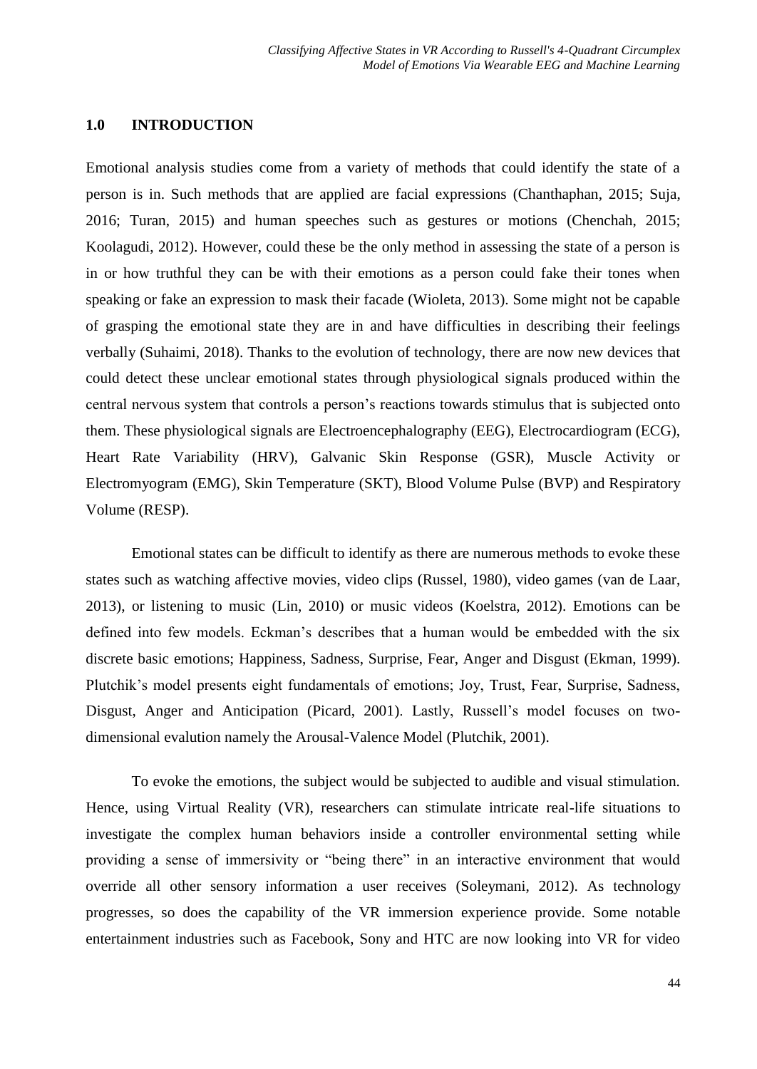## 1.0 INTRODUCTION

Emotional analysis studies come from a variety of methods that could identify the state of a person is in. Such methods that are applied are facial expressions (Chanthaphan, 2015; Suja, 2016; Turan, 2015) and human speeches such as gestures or motions (Chenchah, 2015; Koolagudi, 2012). However, could these be the only method in assessing the state of a person is in or how truthful they can be with their emotions as a person could fake their tones when speaking or fake an expression to mask their facade (Wioleta, 2013). Some might not be capable of grasping the emotional state they are in and have difficulties in describing their feelings verbally (Suhaimi, 2018). Thanks to the evolution of technology, there are now new devices that could detect these unclear emotional states through physiological signals produced within the central nervous system that controls a person's reactions towards stimulus that is subjected onto them. These physiological signals are Electroencephalography (EEG), Electrocardiogram (ECG), Heart Rate Variability (HRV), Galvanic Skin Response (GSR), Muscle Activity or Electromyogram (EMG), Skin Temperature (SKT), Blood Volume Pulse (BVP) and Respiratory Volume (RESP).

Emotional states can be difficult to identify as there are numerous methods to evoke these states such as watching affective movies, video clips (Russel, 1980), video games (van de Laar, 2013), or listening to music (Lin, 2010) or music videos (Koelstra, 2012). Emotions can be defined into few models. Eckman's describes that a human would be embedded with the six discrete basic emotions; Happiness, Sadness, Surprise, Fear, Anger and Disgust (Ekman, 1999). Plutchik's model presents eight fundamentals of emotions; Joy, Trust, Fear, Surprise, Sadness, Disgust, Anger and Anticipation (Picard, 2001). Lastly, Russell's model focuses on two-dimensional evalution namely the Arousal-Valence Model (Plutchik, 2001).

To evoke the emotions, the subject would be subjected to audible and visual stimulation. Hence, using Virtual Reality (VR), researchers can stimulate intricate real-life situations to investigate the complex human behaviors inside a controller environmental setting while providing a sense of immersivity or "being there" in an interactive environment that would override all other sensory information a user receives (Soleymani, 2012). As technology progresses, so does the capability of the VR immersion experience provide. Some notable entertainment industries such as Facebook, Sony and HTC are now looking into VR for video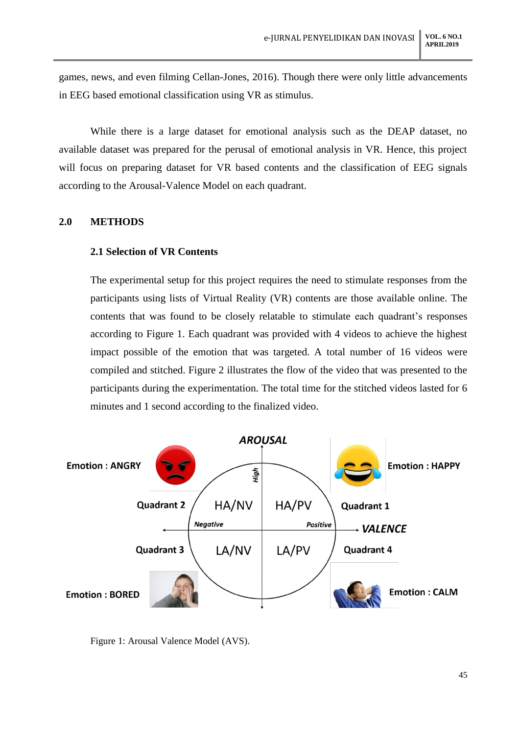games, news, and even filming Cellan-Jones, 2016). Though there were only little advancements in EEG based emotional classification using VR as stimulus.

While there is a large dataset for emotional analysis such as the DEAP dataset, no available dataset was prepared for the perusal of emotional analysis in VR. Hence, this project will focus on preparing dataset for VR based contents and the classification of EEG signals according to the Arousal-Valence Model on each quadrant.

## 2.0 METHODS

### 2.1 Selection of VR Contents

The experimental setup for this project requires the need to stimulate responses from the participants using lists of Virtual Reality (VR) contents are those available online. The contents that was found to be closely relatable to stimulate each quadrant's responses according to Figure 1. Each quadrant was provided with 4 videos to achieve the highest impact possible of the emotion that was targeted. A total number of 16 videos were compiled and stitched. Figure 2 illustrates the flow of the video that was presented to the participants during the experimentation. The total time for the stitched videos lasted for 6 minutes and 1 second according to the finalized video.

Figure 1: Arousal Valence Model (AVS).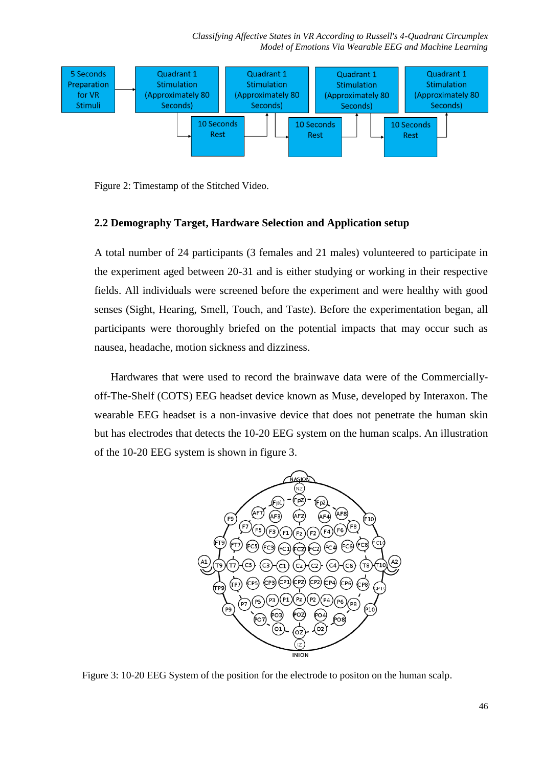Figure 2: Timestamp of the Stitched Video.

## 2.2 Demography Target, Hardware Selection and Application setup

A total number of 24 participants (3 females and 21 males) volunteered to participate in the experiment aged between 20-31 and is either studying or working in their respective fields. All individuals were screened before the experiment and were healthy with good senses (Sight, Hearing, Smell, Touch, and Taste). Before the experimentation began, all participants were thoroughly briefed on the potential impacts that may occur such as nausea, headache, motion sickness and dizziness.

Hardwares that were used to record the brainwave data were of the Commercially-off-The-Shelf (COTS) EEG headset device known as Muse, developed by Interaxon. The wearable EEG headset is a non-invasive device that does not penetrate the human skin but has electrodes that detects the 10-20 EEG system on the human scalps. An illustration of the 10-20 EEG system is shown in figure 3.

Figure 3: 10-20 EEG System of the position for the electrode to positon on the human scalp.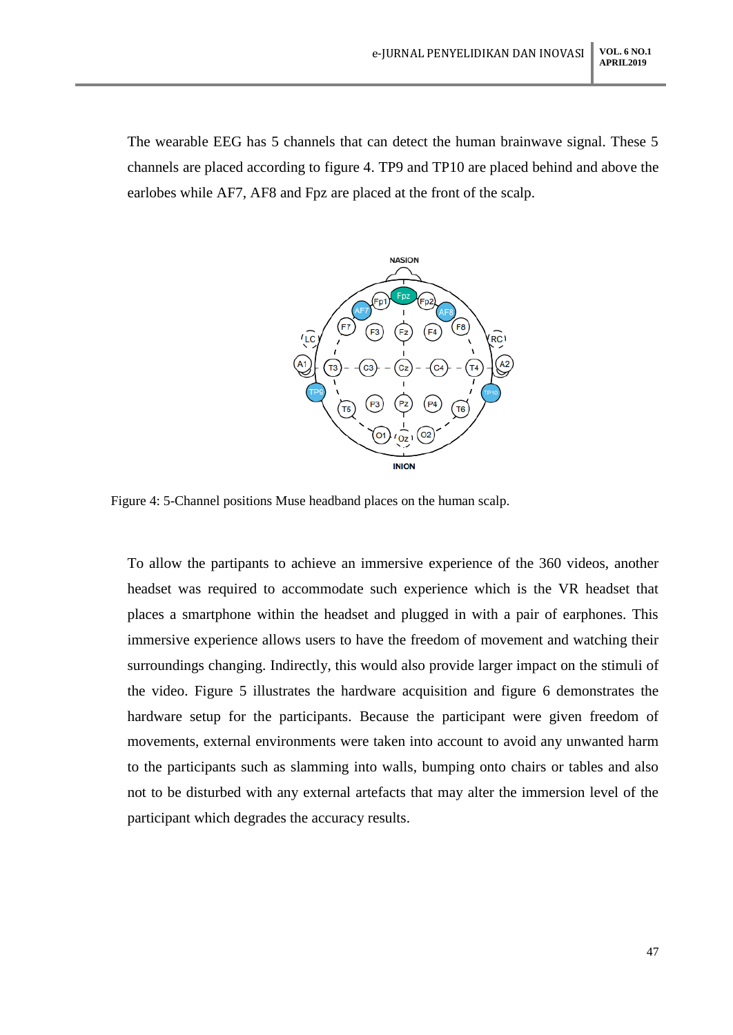The wearable EEG has 5 channels that can detect the human brainwave signal. These 5 channels are placed according to figure 4. TP9 and TP10 are placed behind and above the earlobes while AF7, AF8 and Fpz are placed at the front of the scalp.

Figure 4: 5-Channel positions Muse headband places on the human scalp.

To allow the partipants to achieve an immersive experience of the 360 videos, another headset was required to accommodate such experience which is the VR headset that places a smartphone within the headset and plugged in with a pair of earphones. This immersive experience allows users to have the freedom of movement and watching their surroundings changing. Indirectly, this would also provide larger impact on the stimuli of the video. Figure 5 illustrates the hardware acquisition and figure 6 demonstrates the hardware setup for the participants. Because the participant were given freedom of movements, external environments were taken into account to avoid any unwanted harm to the participants such as slamming into walls, bumping onto chairs or tables and also not to be disturbed with any external artefacts that may alter the immersion level of the participant which degrades the accuracy results.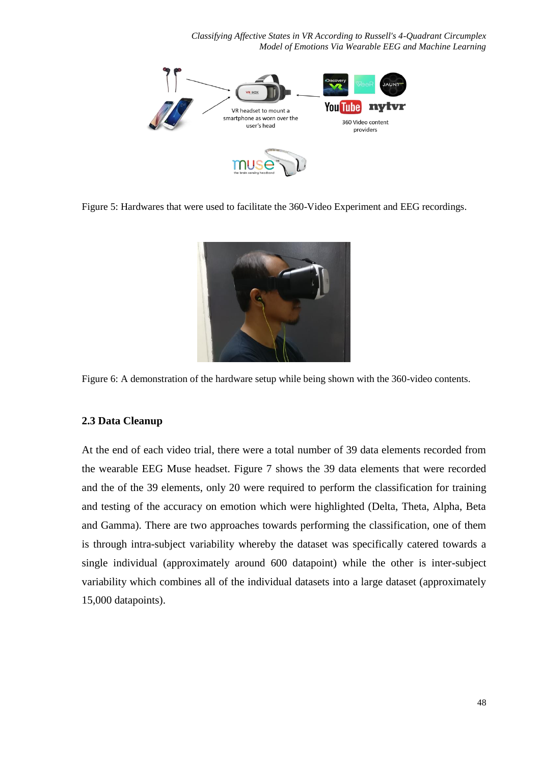Figure 5: Hardwares that were used to facilitate the 360-Video Experiment and EEG recordings.

Figure 6: A demonstration of the hardware setup while being shown with the 360-video contents.

## 2.3 Data Cleanup

At the end of each video trial, there were a total number of 39 data elements recorded from the wearable EEG Muse headset. Figure 7 shows the 39 data elements that were recorded and the of the 39 elements, only 20 were required to perform the classification for training and testing of the accuracy on emotion which were highlighted (Delta, Theta, Alpha, Beta and Gamma). There are two approaches towards performing the classification, one of them is through intra-subject variability whereby the dataset was specifically catered towards a single individual (approximately around 600 datapoint) while the other is inter-subject variability which combines all of the individual datasets into a large dataset (approximately 15,000 datapoints).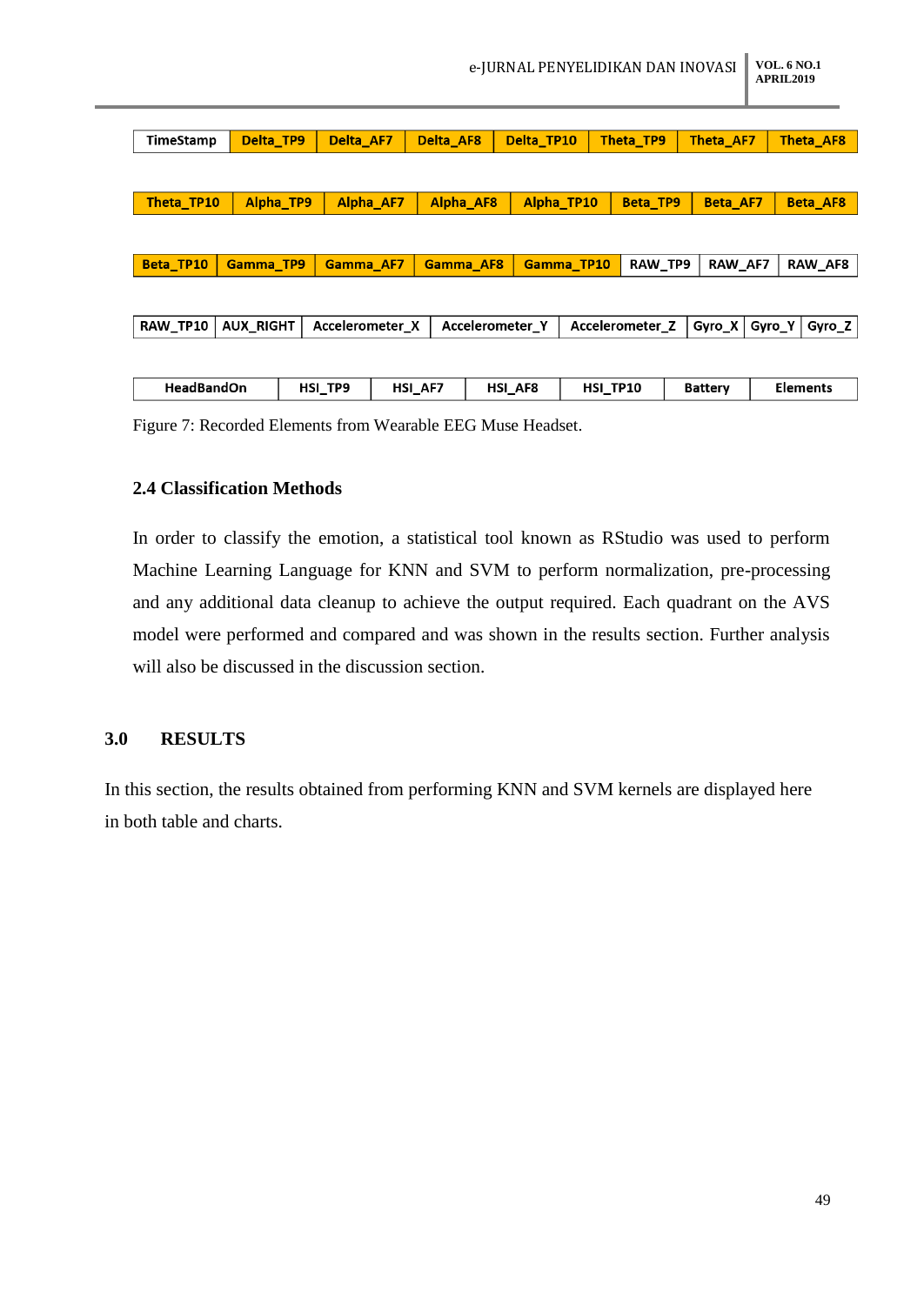| TimeStamp | Delta_TP9 | Delta_AF7 | Delta_AF8 | Delta_TP10 | Theta_TP9 | Theta_AF7 | Theta_AF8 |
|---|---|---|---|---|---|---|---|

| Theta_TP10 | Alpha_TP9 | Alpha_AF7 | Alpha_AF8 | Alpha_TP10 | Beta_TP9 | Beta_AF7 | Beta_AF8 |
|---|---|---|---|---|---|---|---|

| Beta_TP10 | Gamma_TP9 | Gamma_AF7 | Gamma_AF8 | Gamma_TP10 | RAW_TP9 | RAW_AF7 | RAW_AF8 |
|---|---|---|---|---|---|---|---|

| RAW_TP10 | AUX_RIGHT | Accelerometer_X | Accelerometer_Y | Accelerometer_Z | Gyro_X | Gyro_Y | Gyro_Z |
|---|---|---|---|---|---|---|---|

| HeadBandOn | HSI_TP9 | HSI_AF7 | HSI_AF8 | HSI_TP10 | Battery | Elements |
|---|---|---|---|---|---|---|

Figure 7: Recorded Elements from Wearable EEG Muse Headset.

### 2.4 Classification Methods

In order to classify the emotion, a statistical tool known as RStudio was used to perform Machine Learning Language for KNN and SVM to perform normalization, pre-processing and any additional data cleanup to achieve the output required. Each quadrant on the AVS model were performed and compared and was shown in the results section. Further analysis will also be discussed in the discussion section.

## 3.0 RESULTS

In this section, the results obtained from performing KNN and SVM kernels are displayed here in both table and charts.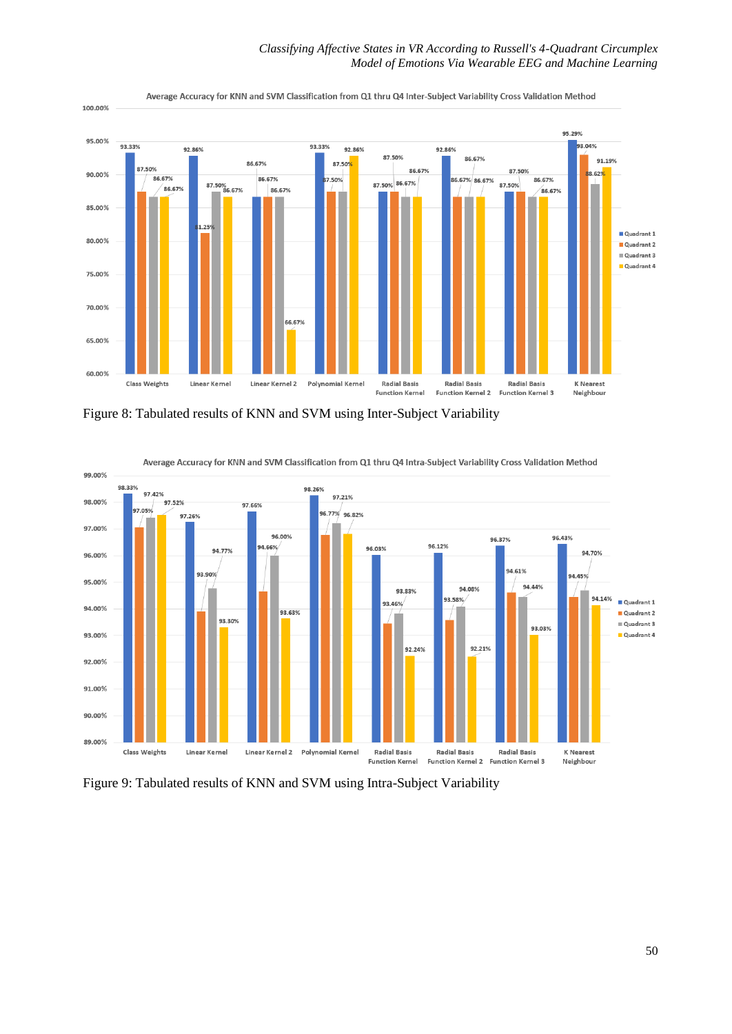Figure 8: Tabulated results of KNN and SVM using Inter-Subject Variability

Figure 9: Tabulated results of KNN and SVM using Intra-Subject Variability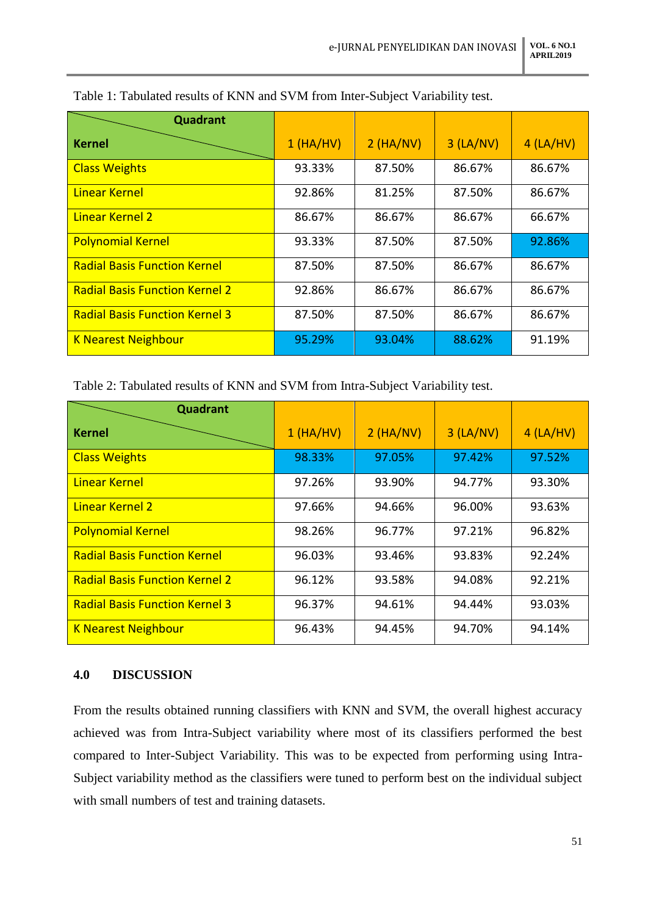Table 1: Tabulated results of KNN and SVM from Inter-Subject Variability test.

| Kernel \ Quadrant | 1 (HA/HV) | 2 (HA/NV) | 3 (LA/NV) | 4 (LA/HV) |
|---|---|---|---|---|
| Class Weights | 93.33% | 87.50% | 86.67% | 86.67% |
| Linear Kernel | 92.86% | 81.25% | 87.50% | 86.67% |
| Linear Kernel 2 | 86.67% | 86.67% | 86.67% | 66.67% |
| Polynomial Kernel | 93.33% | 87.50% | 87.50% | 92.86% |
| Radial Basis Function Kernel | 87.50% | 87.50% | 86.67% | 86.67% |
| Radial Basis Function Kernel 2 | 92.86% | 86.67% | 86.67% | 86.67% |
| Radial Basis Function Kernel 3 | 87.50% | 87.50% | 86.67% | 86.67% |
| K Nearest Neighbour | 95.29% | 93.04% | 88.62% | 91.19% |

Table 2: Tabulated results of KNN and SVM from Intra-Subject Variability test.

| Kernel \ Quadrant | 1 (HA/HV) | 2 (HA/NV) | 3 (LA/NV) | 4 (LA/HV) |
|---|---|---|---|---|
| Class Weights | 98.33% | 97.05% | 97.42% | 97.52% |
| Linear Kernel | 97.26% | 93.90% | 94.77% | 93.30% |
| Linear Kernel 2 | 97.66% | 94.66% | 96.00% | 93.63% |
| Polynomial Kernel | 98.26% | 96.77% | 97.21% | 96.82% |
| Radial Basis Function Kernel | 96.03% | 93.46% | 93.83% | 92.24% |
| Radial Basis Function Kernel 2 | 96.12% | 93.58% | 94.08% | 92.21% |
| Radial Basis Function Kernel 3 | 96.37% | 94.61% | 94.44% | 93.03% |
| K Nearest Neighbour | 96.43% | 94.45% | 94.70% | 94.14% |

## 4.0 DISCUSSION

From the results obtained running classifiers with KNN and SVM, the overall highest accuracy achieved was from Intra-Subject variability where most of its classifiers performed the best compared to Inter-Subject Variability. This was to be expected from performing using Intra-Subject variability method as the classifiers were tuned to perform best on the individual subject with small numbers of test and training datasets.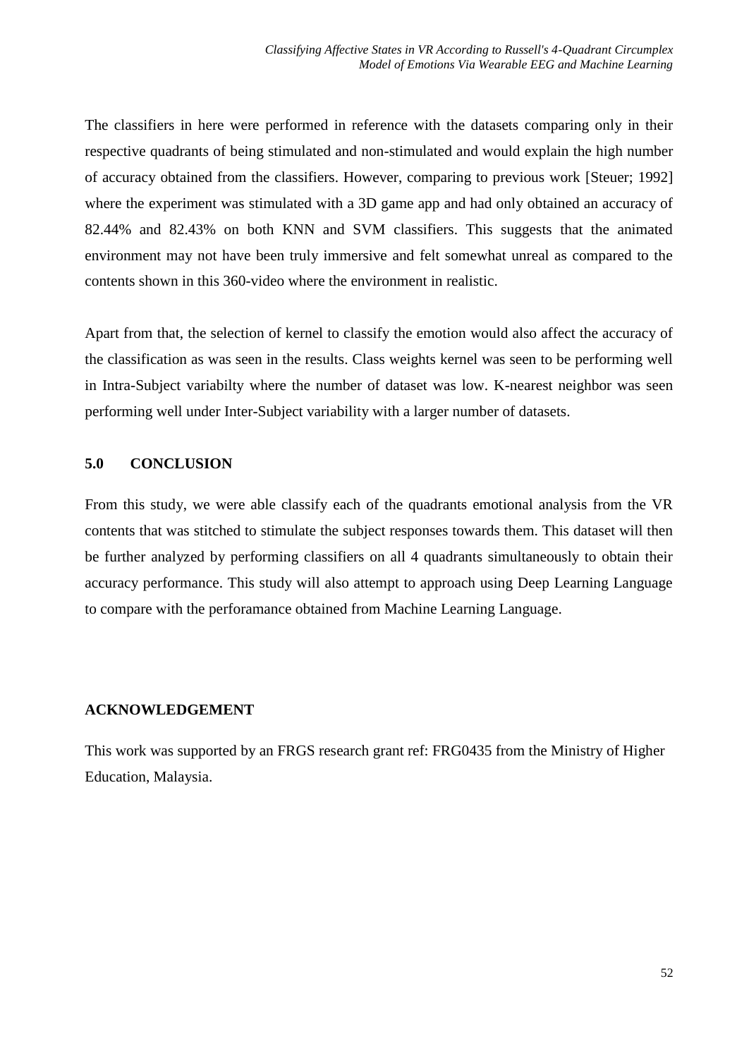The classifiers in here were performed in reference with the datasets comparing only in their respective quadrants of being stimulated and non-stimulated and would explain the high number of accuracy obtained from the classifiers. However, comparing to previous work [Steuer; 1992] where the experiment was stimulated with a 3D game app and had only obtained an accuracy of 82.44% and 82.43% on both KNN and SVM classifiers. This suggests that the animated environment may not have been truly immersive and felt somewhat unreal as compared to the contents shown in this 360-video where the environment in realistic.

Apart from that, the selection of kernel to classify the emotion would also affect the accuracy of the classification as was seen in the results. Class weights kernel was seen to be performing well in Intra-Subject variabilty where the number of dataset was low. K-nearest neighbor was seen performing well under Inter-Subject variability with a larger number of datasets.

## 5.0 CONCLUSION

From this study, we were able classify each of the quadrants emotional analysis from the VR contents that was stitched to stimulate the subject responses towards them. This dataset will then be further analyzed by performing classifiers on all 4 quadrants simultaneously to obtain their accuracy performance. This study will also attempt to approach using Deep Learning Language to compare with the perforamance obtained from Machine Learning Language.

## ACKNOWLEDGEMENT

This work was supported by an FRGS research grant ref: FRG0435 from the Ministry of Higher Education, Malaysia.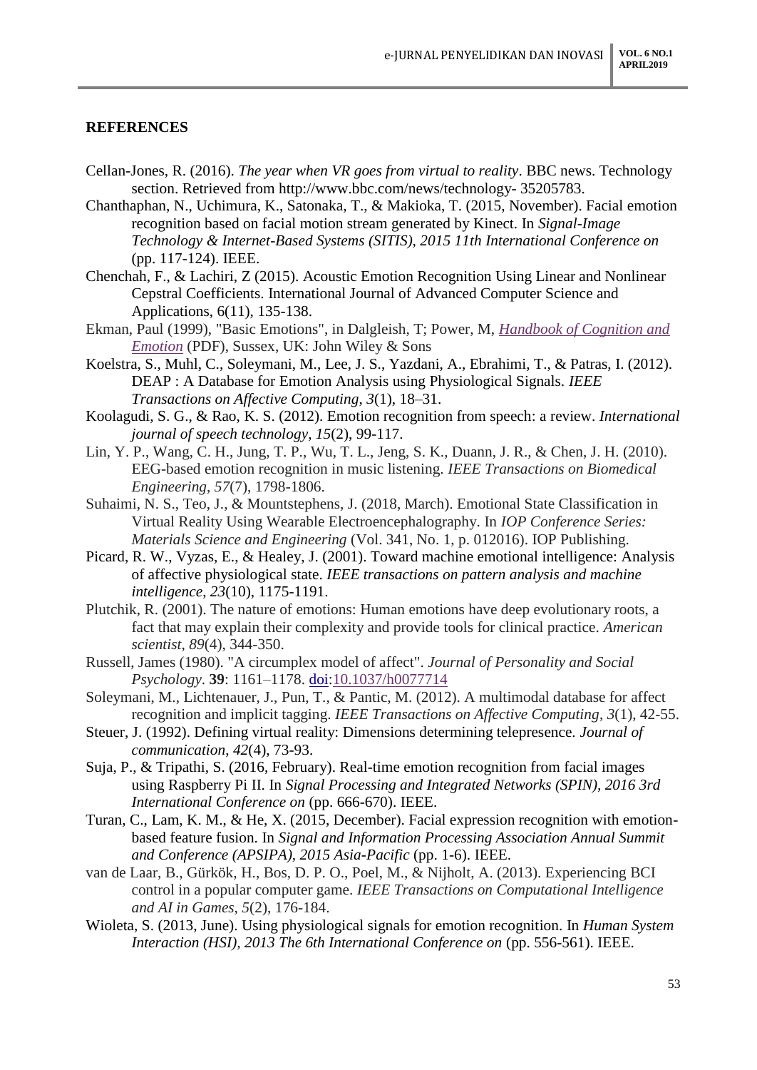## REFERENCES

Cellan-Jones, R. (2016). *The year when VR goes from virtual to reality*. BBC news. Technology section. Retrieved from http://www.bbc.com/news/technology- 35205783.

Chanthaphan, N., Uchimura, K., Satonaka, T., & Makioka, T. (2015, November). Facial emotion recognition based on facial motion stream generated by Kinect. In *Signal-Image Technology & Internet-Based Systems (SITIS), 2015 11th International Conference on* (pp. 117-124). IEEE.

Chenchah, F., & Lachiri, Z (2015). Acoustic Emotion Recognition Using Linear and Nonlinear Cepstral Coefficients. International Journal of Advanced Computer Science and Applications, 6(11), 135-138.

Ekman, Paul (1999), "Basic Emotions", in Dalgleish, T; Power, M, *Handbook of Cognition and Emotion* (PDF), Sussex, UK: John Wiley & Sons

Koelstra, S., Muhl, C., Soleymani, M., Lee, J. S., Yazdani, A., Ebrahimi, T., & Patras, I. (2012). DEAP : A Database for Emotion Analysis using Physiological Signals. *IEEE Transactions on Affective Computing*, *3*(1), 18–31.

Koolagudi, S. G., & Rao, K. S. (2012). Emotion recognition from speech: a review. *International journal of speech technology*, *15*(2), 99-117.

Lin, Y. P., Wang, C. H., Jung, T. P., Wu, T. L., Jeng, S. K., Duann, J. R., & Chen, J. H. (2010). EEG-based emotion recognition in music listening. *IEEE Transactions on Biomedical Engineering*, *57*(7), 1798-1806.

Suhaimi, N. S., Teo, J., & Mountstephens, J. (2018, March). Emotional State Classification in Virtual Reality Using Wearable Electroencephalography. In *IOP Conference Series: Materials Science and Engineering* (Vol. 341, No. 1, p. 012016). IOP Publishing.

Picard, R. W., Vyzas, E., & Healey, J. (2001). Toward machine emotional intelligence: Analysis of affective physiological state. *IEEE transactions on pattern analysis and machine intelligence*, *23*(10), 1175-1191.

Plutchik, R. (2001). The nature of emotions: Human emotions have deep evolutionary roots, a fact that may explain their complexity and provide tools for clinical practice. *American scientist*, *89*(4), 344-350.

Russell, James (1980). "A circumplex model of affect". *Journal of Personality and Social Psychology*. **39**: 1161–1178. doi:10.1037/h0077714

Soleymani, M., Lichtenauer, J., Pun, T., & Pantic, M. (2012). A multimodal database for affect recognition and implicit tagging. *IEEE Transactions on Affective Computing*, *3*(1), 42-55.

Steuer, J. (1992). Defining virtual reality: Dimensions determining telepresence. *Journal of communication*, *42*(4), 73-93.

Suja, P., & Tripathi, S. (2016, February). Real-time emotion recognition from facial images using Raspberry Pi II. In *Signal Processing and Integrated Networks (SPIN), 2016 3rd International Conference on* (pp. 666-670). IEEE.

Turan, C., Lam, K. M., & He, X. (2015, December). Facial expression recognition with emotion-based feature fusion. In *Signal and Information Processing Association Annual Summit and Conference (APSIPA), 2015 Asia-Pacific* (pp. 1-6). IEEE.

van de Laar, B., Gürkök, H., Bos, D. P. O., Poel, M., & Nijholt, A. (2013). Experiencing BCI control in a popular computer game. *IEEE Transactions on Computational Intelligence and AI in Games*, *5*(2), 176-184.

Wioleta, S. (2013, June). Using physiological signals for emotion recognition. In *Human System Interaction (HSI), 2013 The 6th International Conference on* (pp. 556-561). IEEE.